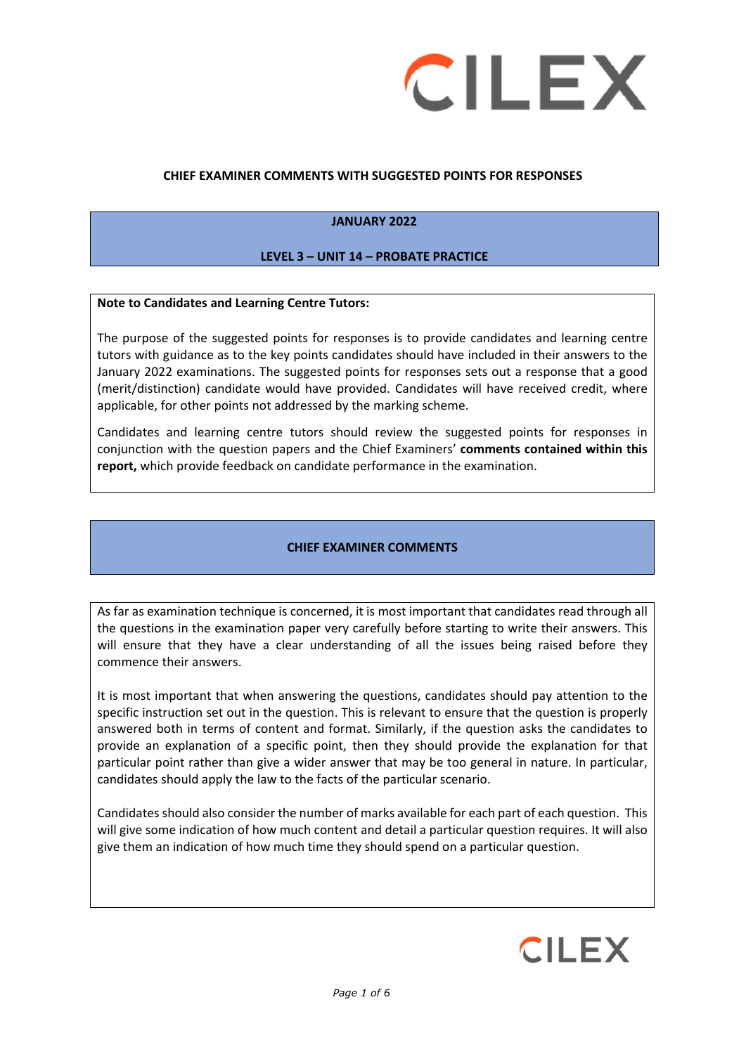**CHIEF EXAMINER COMMENTS WITH SUGGESTED POINTS FOR RESPONSES**

## JANUARY 2022

## LEVEL 3 – UNIT 14 – PROBATE PRACTICE

**Note to Candidates and Learning Centre Tutors:**

The purpose of the suggested points for responses is to provide candidates and learning centre tutors with guidance as to the key points candidates should have included in their answers to the January 2022 examinations. The suggested points for responses sets out a response that a good (merit/distinction) candidate would have provided. Candidates will have received credit, where applicable, for other points not addressed by the marking scheme.

Candidates and learning centre tutors should review the suggested points for responses in conjunction with the question papers and the Chief Examiners' **comments contained within this report,** which provide feedback on candidate performance in the examination.

## CHIEF EXAMINER COMMENTS

As far as examination technique is concerned, it is most important that candidates read through all the questions in the examination paper very carefully before starting to write their answers. This will ensure that they have a clear understanding of all the issues being raised before they commence their answers.

It is most important that when answering the questions, candidates should pay attention to the specific instruction set out in the question. This is relevant to ensure that the question is properly answered both in terms of content and format. Similarly, if the question asks the candidates to provide an explanation of a specific point, then they should provide the explanation for that particular point rather than give a wider answer that may be too general in nature. In particular, candidates should apply the law to the facts of the particular scenario.

Candidates should also consider the number of marks available for each part of each question. This will give some indication of how much content and detail a particular question requires. It will also give them an indication of how much time they should spend on a particular question.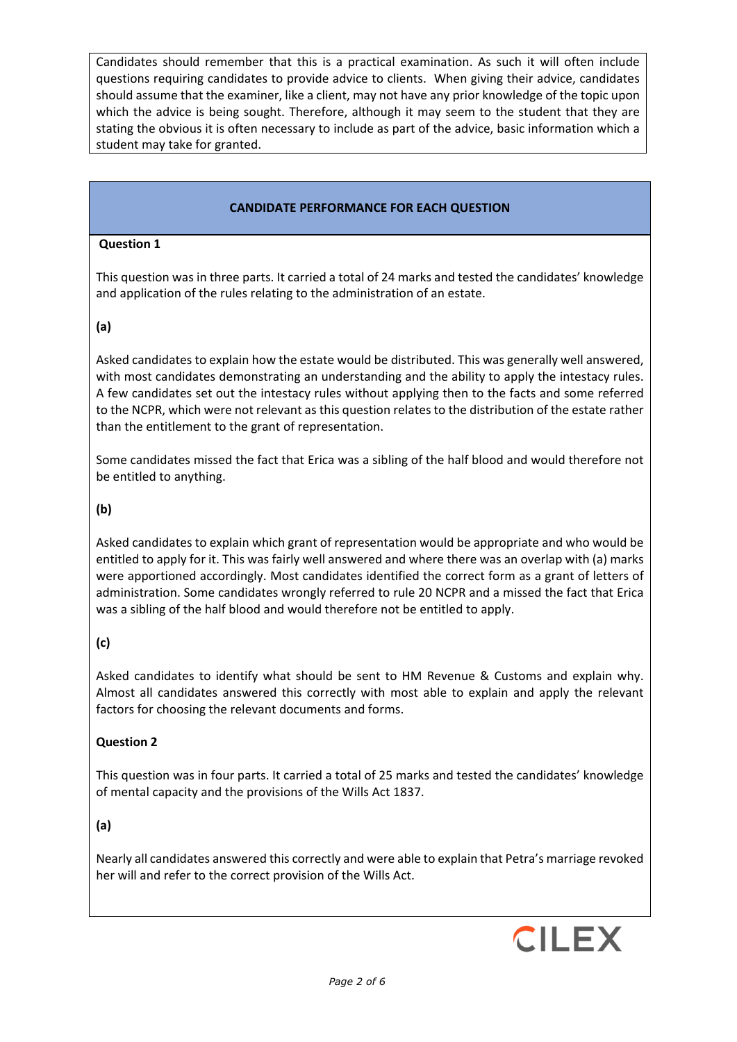Candidates should remember that this is a practical examination. As such it will often include questions requiring candidates to provide advice to clients. When giving their advice, candidates should assume that the examiner, like a client, may not have any prior knowledge of the topic upon which the advice is being sought. Therefore, although it may seem to the student that they are stating the obvious it is often necessary to include as part of the advice, basic information which a student may take for granted.

## CANDIDATE PERFORMANCE FOR EACH QUESTION

### Question 1

This question was in three parts. It carried a total of 24 marks and tested the candidates' knowledge and application of the rules relating to the administration of an estate.

**(a)**

Asked candidates to explain how the estate would be distributed. This was generally well answered, with most candidates demonstrating an understanding and the ability to apply the intestacy rules. A few candidates set out the intestacy rules without applying then to the facts and some referred to the NCPR, which were not relevant as this question relates to the distribution of the estate rather than the entitlement to the grant of representation.

Some candidates missed the fact that Erica was a sibling of the half blood and would therefore not be entitled to anything.

**(b)**

Asked candidates to explain which grant of representation would be appropriate and who would be entitled to apply for it. This was fairly well answered and where there was an overlap with (a) marks were apportioned accordingly. Most candidates identified the correct form as a grant of letters of administration. Some candidates wrongly referred to rule 20 NCPR and a missed the fact that Erica was a sibling of the half blood and would therefore not be entitled to apply.

**(c)**

Asked candidates to identify what should be sent to HM Revenue & Customs and explain why. Almost all candidates answered this correctly with most able to explain and apply the relevant factors for choosing the relevant documents and forms.

### Question 2

This question was in four parts. It carried a total of 25 marks and tested the candidates' knowledge of mental capacity and the provisions of the Wills Act 1837.

**(a)**

Nearly all candidates answered this correctly and were able to explain that Petra's marriage revoked her will and refer to the correct provision of the Wills Act.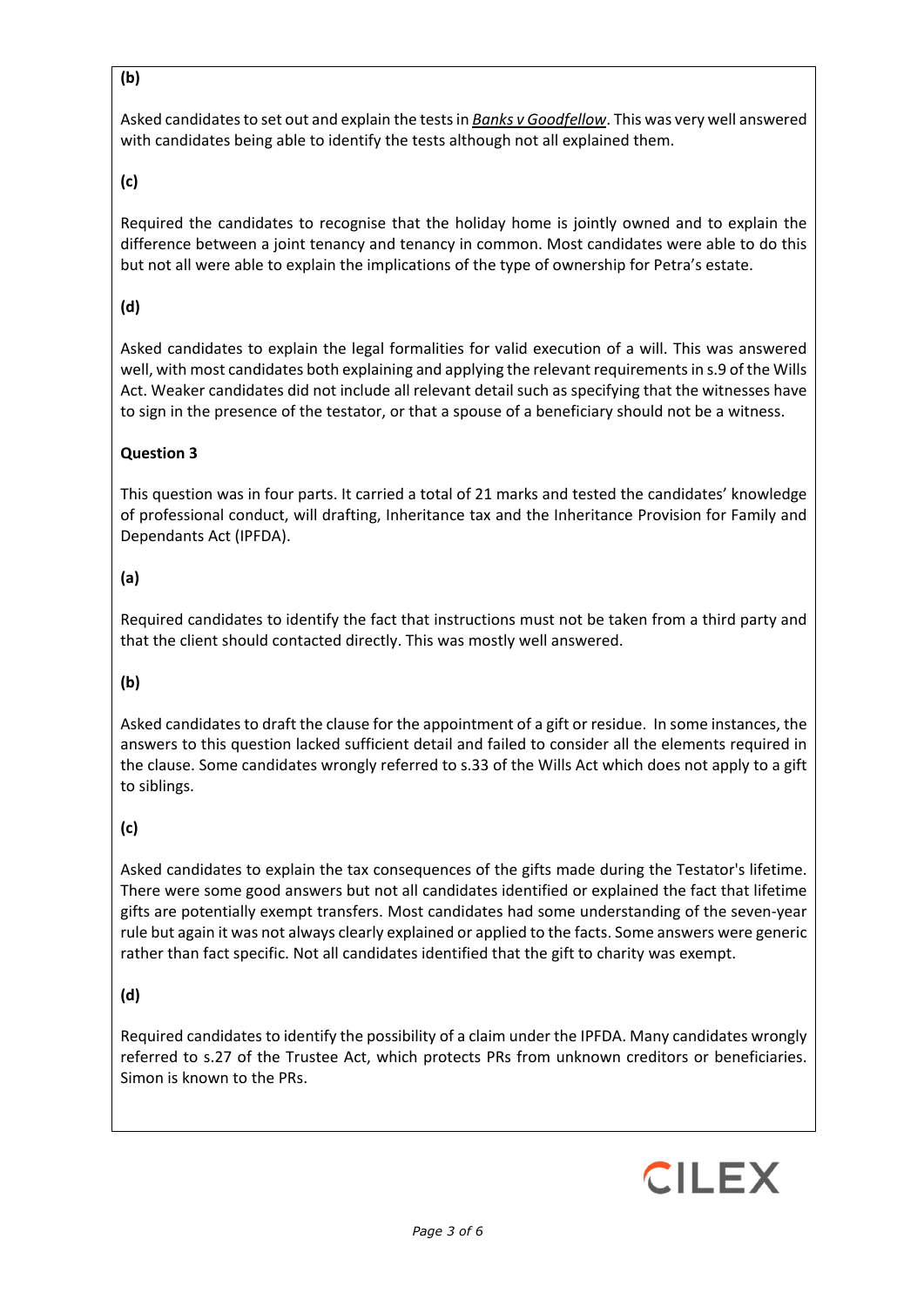**(b)**

Asked candidates to set out and explain the tests in ***Banks v Goodfellow***. This was very well answered with candidates being able to identify the tests although not all explained them.

**(c)**

Required the candidates to recognise that the holiday home is jointly owned and to explain the difference between a joint tenancy and tenancy in common. Most candidates were able to do this but not all were able to explain the implications of the type of ownership for Petra's estate.

**(d)**

Asked candidates to explain the legal formalities for valid execution of a will. This was answered well, with most candidates both explaining and applying the relevant requirements in s.9 of the Wills Act. Weaker candidates did not include all relevant detail such as specifying that the witnesses have to sign in the presence of the testator, or that a spouse of a beneficiary should not be a witness.

**Question 3**

This question was in four parts. It carried a total of 21 marks and tested the candidates' knowledge of professional conduct, will drafting, Inheritance tax and the Inheritance Provision for Family and Dependants Act (IPFDA).

**(a)**

Required candidates to identify the fact that instructions must not be taken from a third party and that the client should contacted directly. This was mostly well answered.

**(b)**

Asked candidates to draft the clause for the appointment of a gift or residue. In some instances, the answers to this question lacked sufficient detail and failed to consider all the elements required in the clause. Some candidates wrongly referred to s.33 of the Wills Act which does not apply to a gift to siblings.

**(c)**

Asked candidates to explain the tax consequences of the gifts made during the Testator's lifetime. There were some good answers but not all candidates identified or explained the fact that lifetime gifts are potentially exempt transfers. Most candidates had some understanding of the seven-year rule but again it was not always clearly explained or applied to the facts. Some answers were generic rather than fact specific. Not all candidates identified that the gift to charity was exempt.

**(d)**

Required candidates to identify the possibility of a claim under the IPFDA. Many candidates wrongly referred to s.27 of the Trustee Act, which protects PRs from unknown creditors or beneficiaries. Simon is known to the PRs.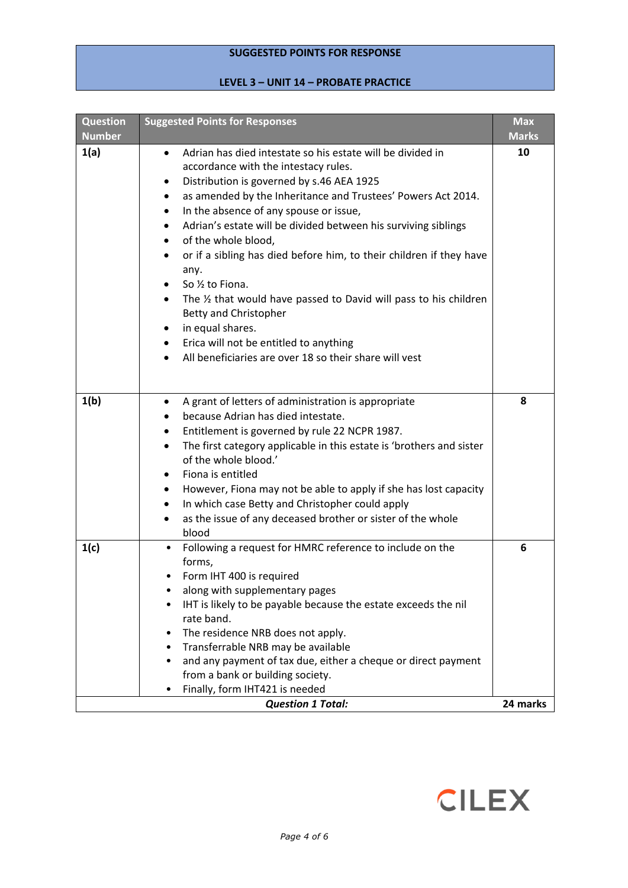**SUGGESTED POINTS FOR RESPONSE**

**LEVEL 3 – UNIT 14 – PROBATE PRACTICE**

| Question Number | Suggested Points for Responses | Max Marks |
|---|---|---|
| **1(a)** | • Adrian has died intestate so his estate will be divided in accordance with the intestacy rules.<br>• Distribution is governed by s.46 AEA 1925<br>• as amended by the Inheritance and Trustees' Powers Act 2014.<br>• In the absence of any spouse or issue,<br>• Adrian's estate will be divided between his surviving siblings<br>• of the whole blood,<br>• or if a sibling has died before him, to their children if they have any.<br>• So ½ to Fiona.<br>• The ½ that would have passed to David will pass to his children Betty and Christopher<br>• in equal shares.<br>• Erica will not be entitled to anything<br>• All beneficiaries are over 18 so their share will vest | **10** |
| **1(b)** | • A grant of letters of administration is appropriate<br>• because Adrian has died intestate.<br>• Entitlement is governed by rule 22 NCPR 1987.<br>• The first category applicable in this estate is 'brothers and sister of the whole blood.'<br>• Fiona is entitled<br>• However, Fiona may not be able to apply if she has lost capacity<br>• In which case Betty and Christopher could apply<br>• as the issue of any deceased brother or sister of the whole blood | **8** |
| **1(c)** | • Following a request for HMRC reference to include on the forms,<br>• Form IHT 400 is required<br>• along with supplementary pages<br>• IHT is likely to be payable because the estate exceeds the nil rate band.<br>• The residence NRB does not apply.<br>• Transferrable NRB may be available<br>• and any payment of tax due, either a cheque or direct payment from a bank or building society.<br>• Finally, form IHT421 is needed | **6** |
| | ***Question 1 Total:*** | **24 marks** |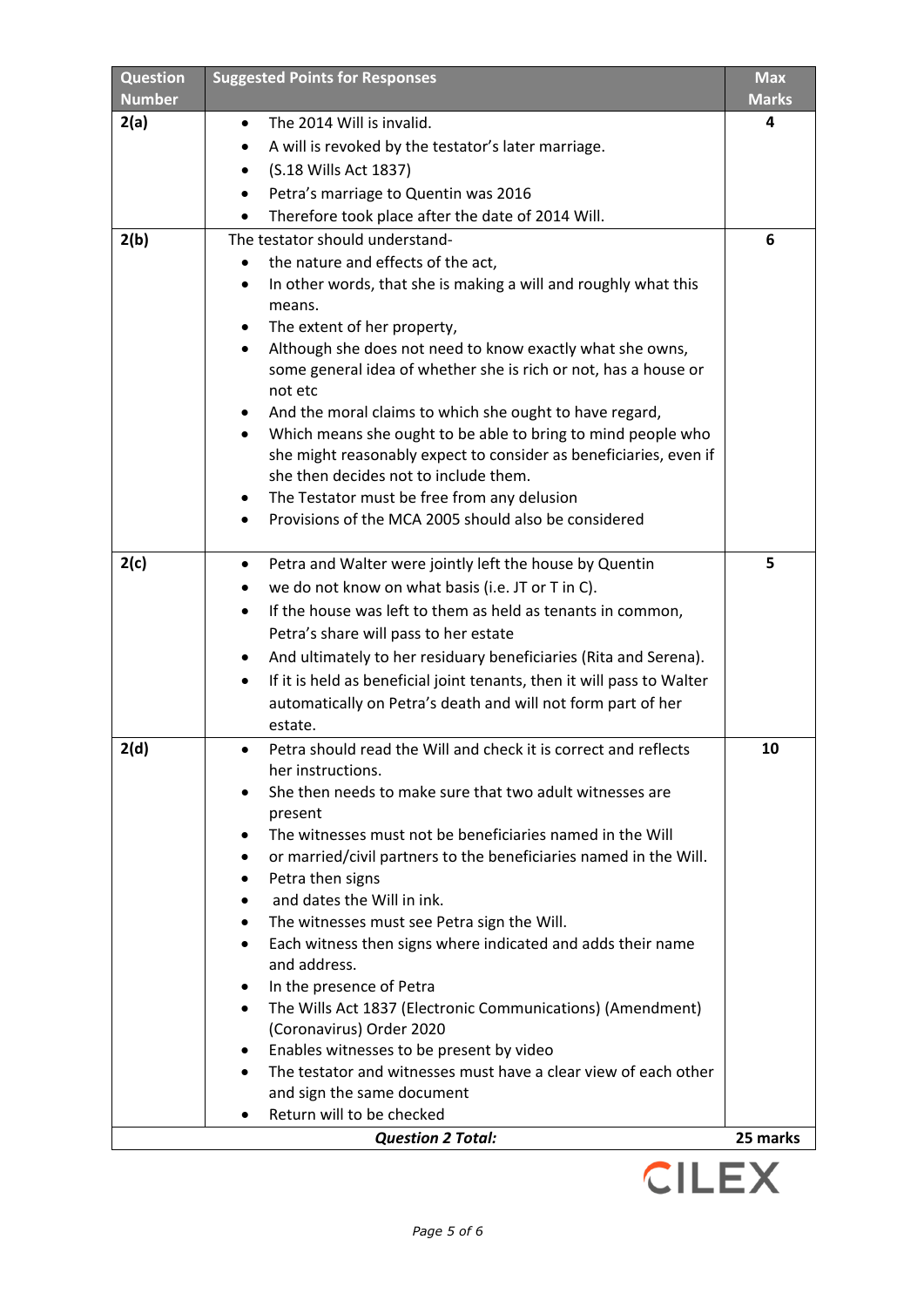| Question Number | Suggested Points for Responses | Max Marks |
|---|---|---|
| 2(a) | • The 2014 Will is invalid.<br>• A will is revoked by the testator's later marriage.<br>• (S.18 Wills Act 1837)<br>• Petra's marriage to Quentin was 2016<br>• Therefore took place after the date of 2014 Will. | 4 |
| 2(b) | The testator should understand-<br>• the nature and effects of the act,<br>• In other words, that she is making a will and roughly what this means.<br>• The extent of her property,<br>• Although she does not need to know exactly what she owns, some general idea of whether she is rich or not, has a house or not etc<br>• And the moral claims to which she ought to have regard,<br>• Which means she ought to be able to bring to mind people who she might reasonably expect to consider as beneficiaries, even if she then decides not to include them.<br>• The Testator must be free from any delusion<br>• Provisions of the MCA 2005 should also be considered | 6 |
| 2(c) | • Petra and Walter were jointly left the house by Quentin<br>• we do not know on what basis (i.e. JT or T in C).<br>• If the house was left to them as held as tenants in common, Petra's share will pass to her estate<br>• And ultimately to her residuary beneficiaries (Rita and Serena).<br>• If it is held as beneficial joint tenants, then it will pass to Walter automatically on Petra's death and will not form part of her estate. | 5 |
| 2(d) | • Petra should read the Will and check it is correct and reflects her instructions.<br>• She then needs to make sure that two adult witnesses are present<br>• The witnesses must not be beneficiaries named in the Will<br>• or married/civil partners to the beneficiaries named in the Will.<br>• Petra then signs<br>• and dates the Will in ink.<br>• The witnesses must see Petra sign the Will.<br>• Each witness then signs where indicated and adds their name and address.<br>• In the presence of Petra<br>• The Wills Act 1837 (Electronic Communications) (Amendment) (Coronavirus) Order 2020<br>• Enables witnesses to be present by video<br>• The testator and witnesses must have a clear view of each other and sign the same document<br>• Return will to be checked | 10 |
| | ***Question 2 Total:*** | **25 marks** |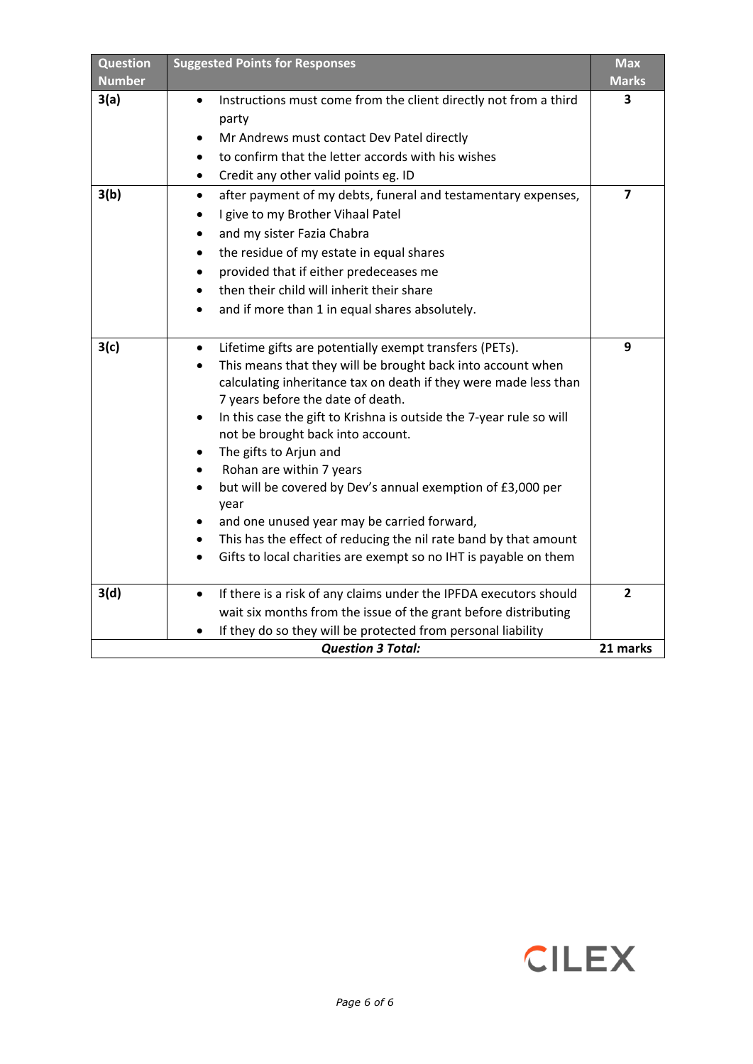| Question Number | Suggested Points for Responses | Max Marks |
|---|---|---|
| 3(a) | • Instructions must come from the client directly not from a third party<br>• Mr Andrews must contact Dev Patel directly<br>• to confirm that the letter accords with his wishes<br>• Credit any other valid points eg. ID | 3 |
| 3(b) | • after payment of my debts, funeral and testamentary expenses,<br>• I give to my Brother Vihaal Patel<br>• and my sister Fazia Chabra<br>• the residue of my estate in equal shares<br>• provided that if either predeceases me<br>• then their child will inherit their share<br>• and if more than 1 in equal shares absolutely. | 7 |
| 3(c) | • Lifetime gifts are potentially exempt transfers (PETs).<br>• This means that they will be brought back into account when calculating inheritance tax on death if they were made less than 7 years before the date of death.<br>• In this case the gift to Krishna is outside the 7-year rule so will not be brought back into account.<br>• The gifts to Arjun and<br>• Rohan are within 7 years<br>• but will be covered by Dev's annual exemption of £3,000 per year<br>• and one unused year may be carried forward,<br>• This has the effect of reducing the nil rate band by that amount<br>• Gifts to local charities are exempt so no IHT is payable on them | 9 |
| 3(d) | • If there is a risk of any claims under the IPFDA executors should wait six months from the issue of the grant before distributing<br>• If they do so they will be protected from personal liability | 2 |
| | ***Question 3 Total:*** | **21 marks** |